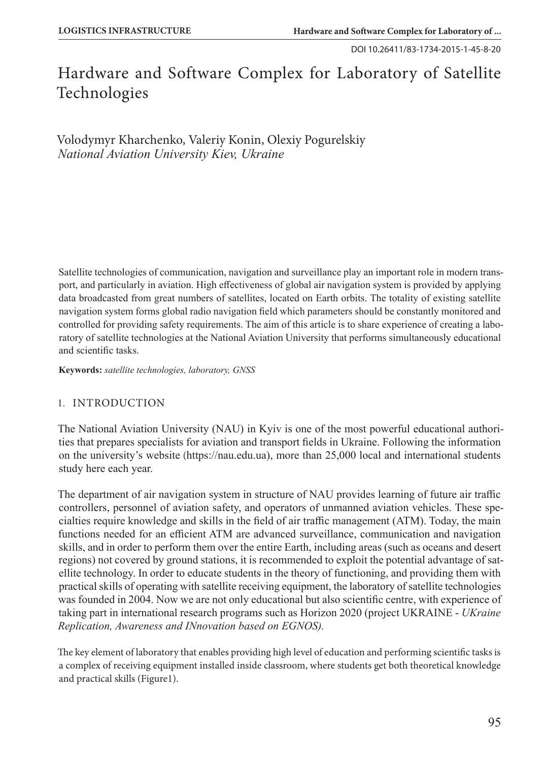DOI 10.26411/83-1734-2015-1-45-8-20

# Hardware and Software Complex for Laboratory of Satellite Technologies

Volodymyr Kharchenko, Valeriy Konin, Olexiy Pogurelskiy
*National Aviation University Kiev, Ukraine*

Satellite technologies of communication, navigation and surveillance play an important role in modern transport, and particularly in aviation. High effectiveness of global air navigation system is provided by applying data broadcasted from great numbers of satellites, located on Earth orbits. The totality of existing satellite navigation system forms global radio navigation field which parameters should be constantly monitored and controlled for providing safety requirements. The aim of this article is to share experience of creating a laboratory of satellite technologies at the National Aviation University that performs simultaneously educational and scientific tasks.

**Keywords:** *satellite technologies, laboratory, GNSS*

## 1. INTRODUCTION

The National Aviation University (NAU) in Kyiv is one of the most powerful educational authorities that prepares specialists for aviation and transport fields in Ukraine. Following the information on the university's website (https://nau.edu.ua), more than 25,000 local and international students study here each year.

The department of air navigation system in structure of NAU provides learning of future air traffic controllers, personnel of aviation safety, and operators of unmanned aviation vehicles. These specialties require knowledge and skills in the field of air traffic management (ATM). Today, the main functions needed for an efficient ATM are advanced surveillance, communication and navigation skills, and in order to perform them over the entire Earth, including areas (such as oceans and desert regions) not covered by ground stations, it is recommended to exploit the potential advantage of satellite technology. In order to educate students in the theory of functioning, and providing them with practical skills of operating with satellite receiving equipment, the laboratory of satellite technologies was founded in 2004. Now we are not only educational but also scientific centre, with experience of taking part in international research programs such as Horizon 2020 (project UKRAINE - *UKraine Replication, Awareness and INnovation based on EGNOS).*

The key element of laboratory that enables providing high level of education and performing scientific tasks is a complex of receiving equipment installed inside classroom, where students get both theoretical knowledge and practical skills (Figure1).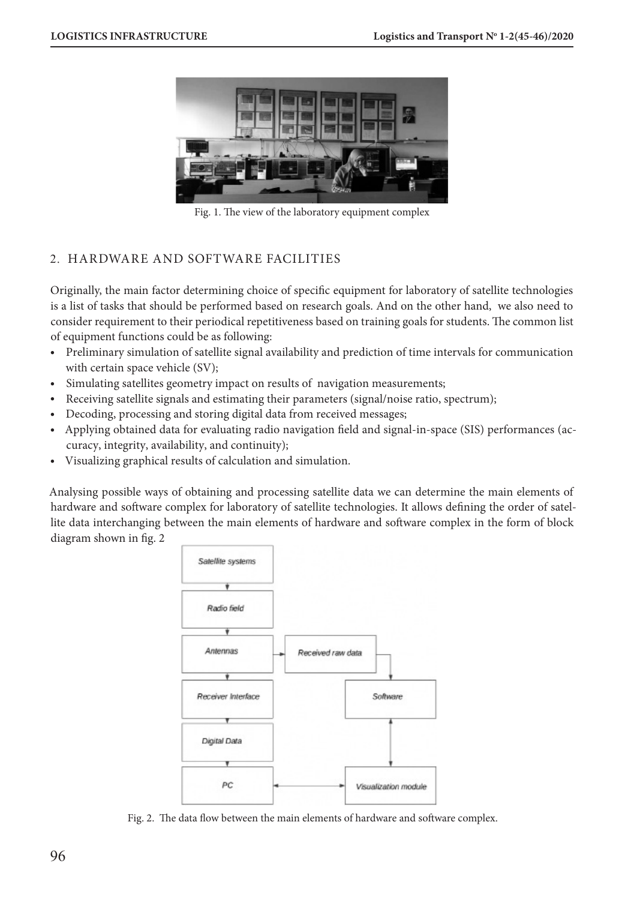Fig. 1. The view of the laboratory equipment complex

## 2. HARDWARE AND SOFTWARE FACILITIES

Originally, the main factor determining choice of specific equipment for laboratory of satellite technologies is a list of tasks that should be performed based on research goals. And on the other hand, we also need to consider requirement to their periodical repetitiveness based on training goals for students. The common list of equipment functions could be as following:

- Preliminary simulation of satellite signal availability and prediction of time intervals for communication with certain space vehicle (SV);
- Simulating satellites geometry impact on results of navigation measurements;
- Receiving satellite signals and estimating their parameters (signal/noise ratio, spectrum);
- Decoding, processing and storing digital data from received messages;
- Applying obtained data for evaluating radio navigation field and signal-in-space (SIS) performances (accuracy, integrity, availability, and continuity);
- Visualizing graphical results of calculation and simulation.

Analysing possible ways of obtaining and processing satellite data we can determine the main elements of hardware and software complex for laboratory of satellite technologies. It allows defining the order of satellite data interchanging between the main elements of hardware and software complex in the form of block diagram shown in fig. 2

Fig. 2. The data flow between the main elements of hardware and software complex.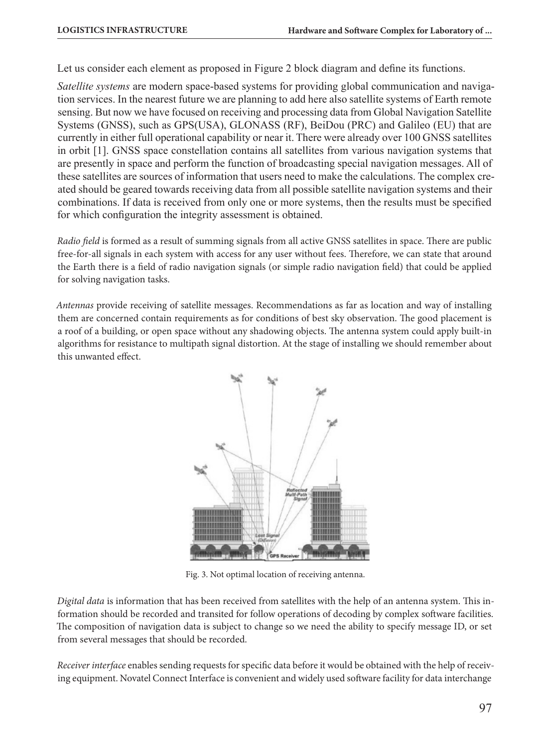Let us consider each element as proposed in Figure 2 block diagram and define its functions.

*Satellite systems* are modern space-based systems for providing global communication and navigation services. In the nearest future we are planning to add here also satellite systems of Earth remote sensing. But now we have focused on receiving and processing data from Global Navigation Satellite Systems (GNSS), such as GPS(USA), GLONASS (RF), BeiDou (PRC) and Galileo (EU) that are currently in either full operational capability or near it. There were already over 100 GNSS satellites in orbit [1]. GNSS space constellation contains all satellites from various navigation systems that are presently in space and perform the function of broadcasting special navigation messages. All of these satellites are sources of information that users need to make the calculations. The complex created should be geared towards receiving data from all possible satellite navigation systems and their combinations. If data is received from only one or more systems, then the results must be specified for which configuration the integrity assessment is obtained.

*Radio field* is formed as a result of summing signals from all active GNSS satellites in space. There are public free-for-all signals in each system with access for any user without fees. Therefore, we can state that around the Earth there is a field of radio navigation signals (or simple radio navigation field) that could be applied for solving navigation tasks.

*Antennas* provide receiving of satellite messages. Recommendations as far as location and way of installing them are concerned contain requirements as for conditions of best sky observation. The good placement is a roof of a building, or open space without any shadowing objects. The antenna system could apply built-in algorithms for resistance to multipath signal distortion. At the stage of installing we should remember about this unwanted effect.

Fig. 3. Not optimal location of receiving antenna.

*Digital data* is information that has been received from satellites with the help of an antenna system. This information should be recorded and transited for follow operations of decoding by complex software facilities. The composition of navigation data is subject to change so we need the ability to specify message ID, or set from several messages that should be recorded.

*Receiver interface* enables sending requests for specific data before it would be obtained with the help of receiving equipment. Novatel Connect Interface is convenient and widely used software facility for data interchange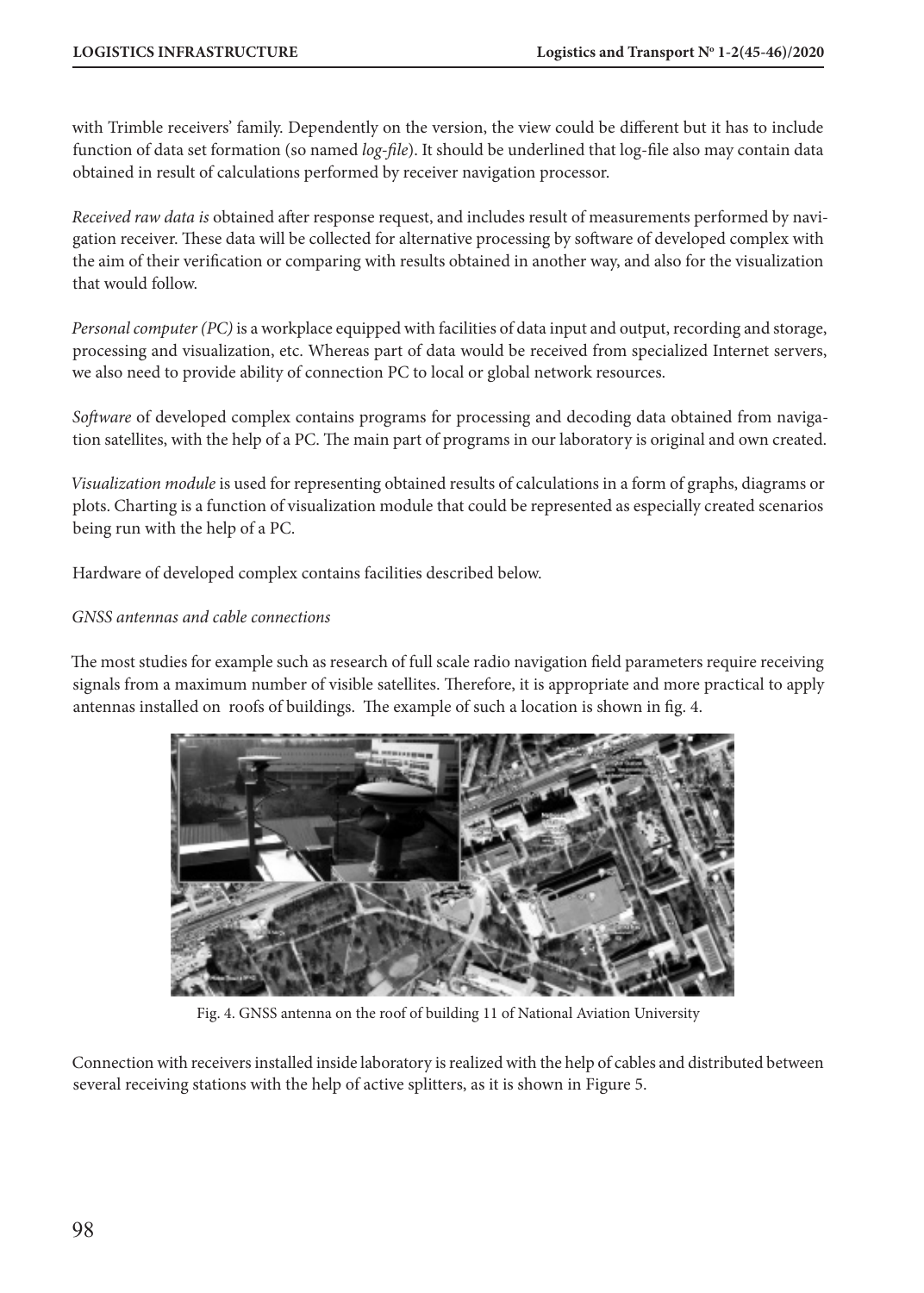with Trimble receivers' family. Dependently on the version, the view could be different but it has to include function of data set formation (so named *log-file*). It should be underlined that log-file also may contain data obtained in result of calculations performed by receiver navigation processor.

*Received raw data is* obtained after response request, and includes result of measurements performed by navigation receiver. These data will be collected for alternative processing by software of developed complex with the aim of their verification or comparing with results obtained in another way, and also for the visualization that would follow.

*Personal computer (PC)* is a workplace equipped with facilities of data input and output, recording and storage, processing and visualization, etc. Whereas part of data would be received from specialized Internet servers, we also need to provide ability of connection PC to local or global network resources.

*Software* of developed complex contains programs for processing and decoding data obtained from navigation satellites, with the help of a PC. The main part of programs in our laboratory is original and own created.

*Visualization module* is used for representing obtained results of calculations in a form of graphs, diagrams or plots. Charting is a function of visualization module that could be represented as especially created scenarios being run with the help of a PC.

Hardware of developed complex contains facilities described below.

*GNSS antennas and cable connections*

The most studies for example such as research of full scale radio navigation field parameters require receiving signals from a maximum number of visible satellites. Therefore, it is appropriate and more practical to apply antennas installed on roofs of buildings. The example of such a location is shown in fig. 4.

Fig. 4. GNSS antenna on the roof of building 11 of National Aviation University

Connection with receivers installed inside laboratory is realized with the help of cables and distributed between several receiving stations with the help of active splitters, as it is shown in Figure 5.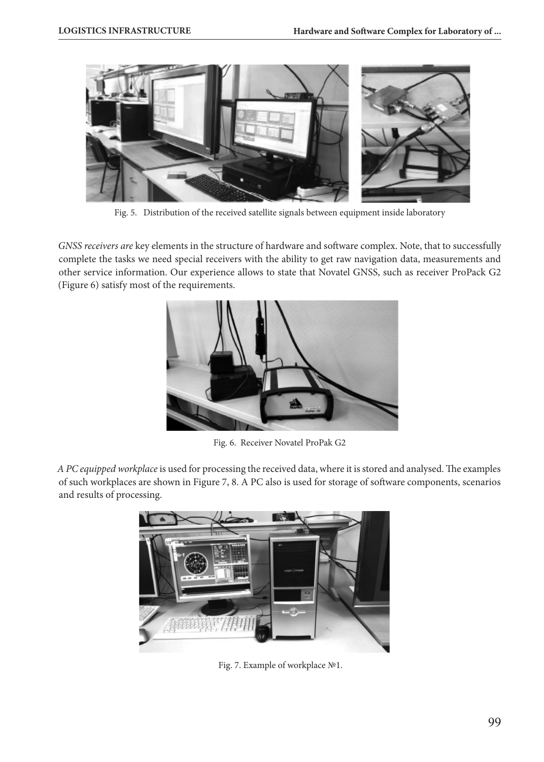Fig. 5. Distribution of the received satellite signals between equipment inside laboratory

*GNSS receivers are* key elements in the structure of hardware and software complex. Note, that to successfully complete the tasks we need special receivers with the ability to get raw navigation data, measurements and other service information. Our experience allows to state that Novatel GNSS, such as receiver ProPack G2 (Figure 6) satisfy most of the requirements.

Fig. 6. Receiver Novatel ProPak G2

*A PC equipped workplace* is used for processing the received data, where it is stored and analysed. The examples of such workplaces are shown in Figure 7, 8. A PC also is used for storage of software components, scenarios and results of processing.

Fig. 7. Example of workplace №1.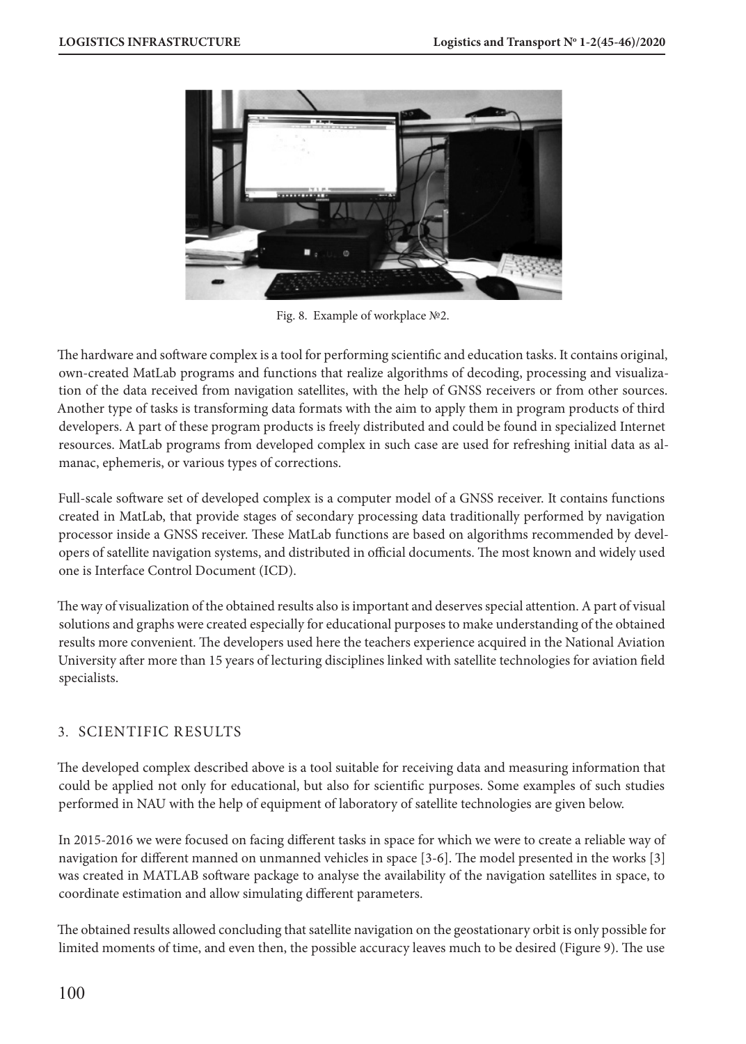Fig. 8. Example of workplace №2.

The hardware and software complex is a tool for performing scientific and education tasks. It contains original, own-created MatLab programs and functions that realize algorithms of decoding, processing and visualization of the data received from navigation satellites, with the help of GNSS receivers or from other sources. Another type of tasks is transforming data formats with the aim to apply them in program products of third developers. A part of these program products is freely distributed and could be found in specialized Internet resources. MatLab programs from developed complex in such case are used for refreshing initial data as almanac, ephemeris, or various types of corrections.

Full-scale software set of developed complex is a computer model of a GNSS receiver. It contains functions created in MatLab, that provide stages of secondary processing data traditionally performed by navigation processor inside a GNSS receiver. These MatLab functions are based on algorithms recommended by developers of satellite navigation systems, and distributed in official documents. The most known and widely used one is Interface Control Document (ICD).

The way of visualization of the obtained results also is important and deserves special attention. A part of visual solutions and graphs were created especially for educational purposes to make understanding of the obtained results more convenient. The developers used here the teachers experience acquired in the National Aviation University after more than 15 years of lecturing disciplines linked with satellite technologies for aviation field specialists.

## 3. SCIENTIFIC RESULTS

The developed complex described above is a tool suitable for receiving data and measuring information that could be applied not only for educational, but also for scientific purposes. Some examples of such studies performed in NAU with the help of equipment of laboratory of satellite technologies are given below.

In 2015-2016 we were focused on facing different tasks in space for which we were to create a reliable way of navigation for different manned on unmanned vehicles in space [3-6]. The model presented in the works [3] was created in MATLAB software package to analyse the availability of the navigation satellites in space, to coordinate estimation and allow simulating different parameters.

The obtained results allowed concluding that satellite navigation on the geostationary orbit is only possible for limited moments of time, and even then, the possible accuracy leaves much to be desired (Figure 9). The use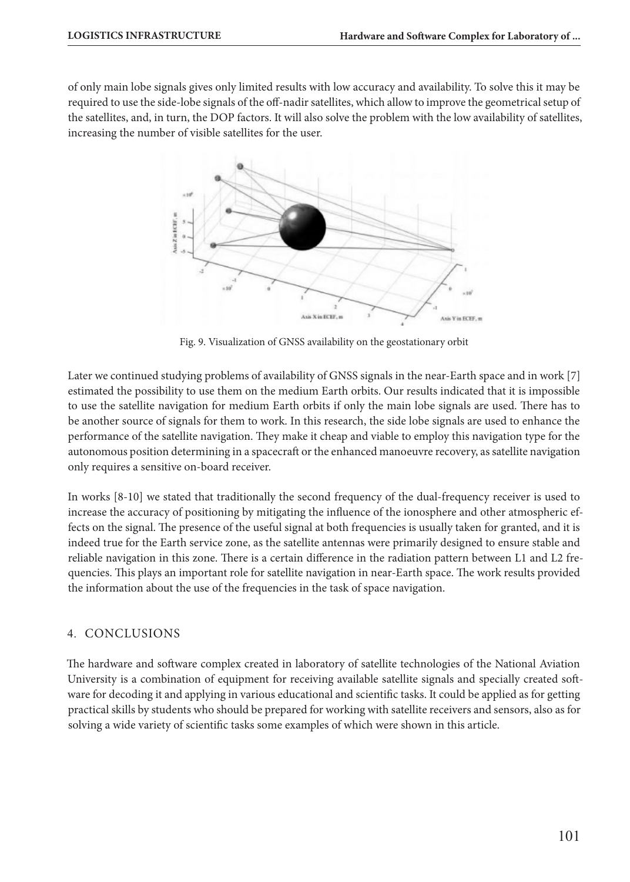of only main lobe signals gives only limited results with low accuracy and availability. To solve this it may be required to use the side-lobe signals of the off-nadir satellites, which allow to improve the geometrical setup of the satellites, and, in turn, the DOP factors. It will also solve the problem with the low availability of satellites, increasing the number of visible satellites for the user.

Fig. 9. Visualization of GNSS availability on the geostationary orbit

Later we continued studying problems of availability of GNSS signals in the near-Earth space and in work [7] estimated the possibility to use them on the medium Earth orbits. Our results indicated that it is impossible to use the satellite navigation for medium Earth orbits if only the main lobe signals are used. There has to be another source of signals for them to work. In this research, the side lobe signals are used to enhance the performance of the satellite navigation. They make it cheap and viable to employ this navigation type for the autonomous position determining in a spacecraft or the enhanced manoeuvre recovery, as satellite navigation only requires a sensitive on-board receiver.

In works [8-10] we stated that traditionally the second frequency of the dual-frequency receiver is used to increase the accuracy of positioning by mitigating the influence of the ionosphere and other atmospheric effects on the signal. The presence of the useful signal at both frequencies is usually taken for granted, and it is indeed true for the Earth service zone, as the satellite antennas were primarily designed to ensure stable and reliable navigation in this zone. There is a certain difference in the radiation pattern between L1 and L2 frequencies. This plays an important role for satellite navigation in near-Earth space. The work results provided the information about the use of the frequencies in the task of space navigation.

## 4. CONCLUSIONS

The hardware and software complex created in laboratory of satellite technologies of the National Aviation University is a combination of equipment for receiving available satellite signals and specially created software for decoding it and applying in various educational and scientific tasks. It could be applied as for getting practical skills by students who should be prepared for working with satellite receivers and sensors, also as for solving a wide variety of scientific tasks some examples of which were shown in this article.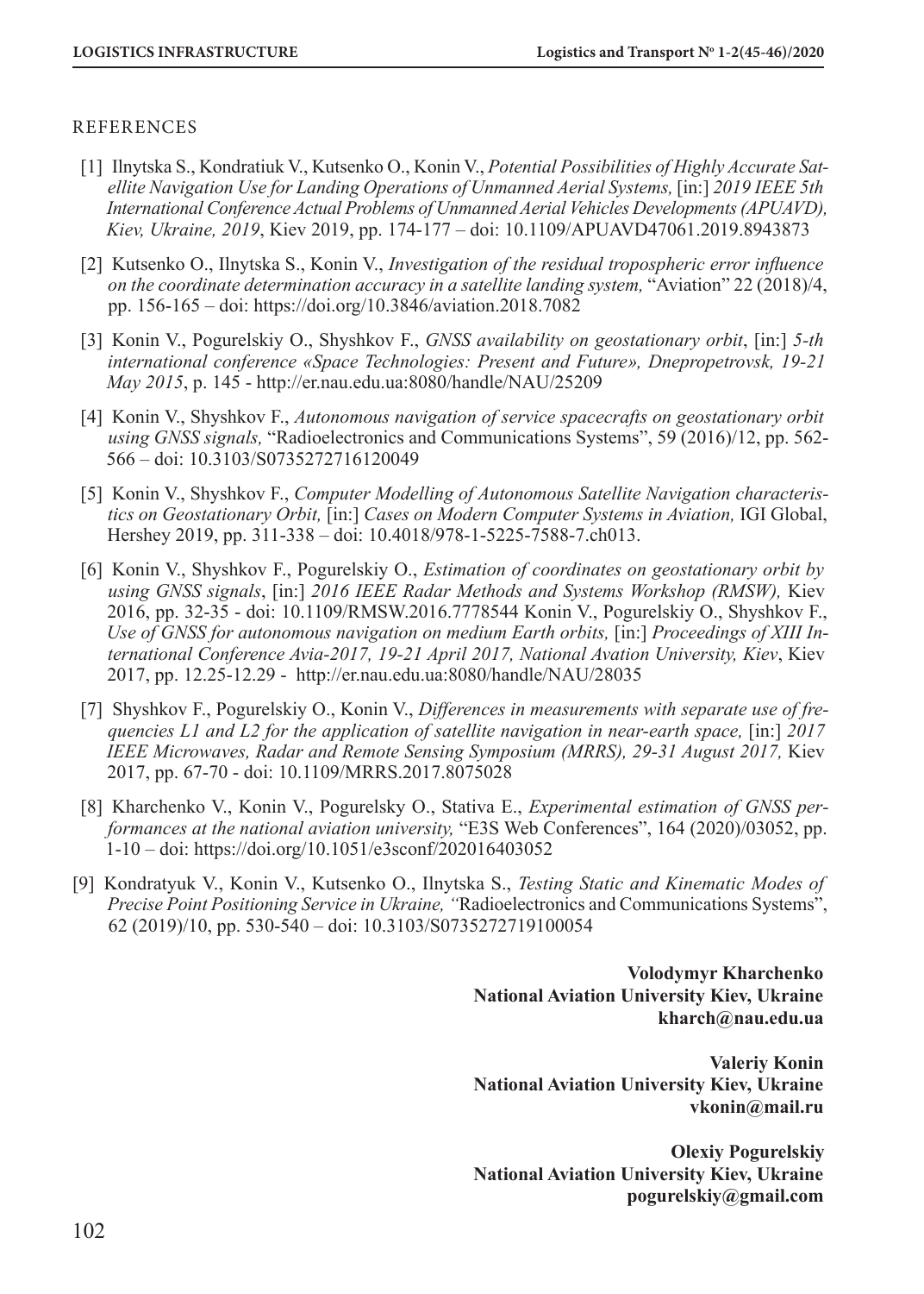## REFERENCES

[1] Ilnytska S., Kondratiuk V., Kutsenko O., Konin V., *Potential Possibilities of Highly Accurate Satellite Navigation Use for Landing Operations of Unmanned Aerial Systems,* [in:] *2019 IEEE 5th International Conference Actual Problems of Unmanned Aerial Vehicles Developments (APUAVD), Kiev, Ukraine, 2019*, Kiev 2019, pp. 174-177 – doi: 10.1109/APUAVD47061.2019.8943873

[2] Kutsenko O., Ilnytska S., Konin V., *Investigation of the residual tropospheric error influence on the coordinate determination accuracy in a satellite landing system,* "Aviation" 22 (2018)/4, pp. 156-165 – doi: https://doi.org/10.3846/aviation.2018.7082

[3] Konin V., Pogurelskiy O., Shyshkov F., *GNSS availability on geostationary orbit*, [in:] *5-th international conference «Space Technologies: Present and Future», Dnepropetrovsk, 19-21 May 2015*, p. 145 - http://er.nau.edu.ua:8080/handle/NAU/25209

[4] Konin V., Shyshkov F., *Autonomous navigation of service spacecrafts on geostationary orbit using GNSS signals,* "Radioelectronics and Communications Systems", 59 (2016)/12, pp. 562-566 – doi: 10.3103/S0735272716120049

[5] Konin V., Shyshkov F., *Computer Modelling of Autonomous Satellite Navigation characteristics on Geostationary Orbit,* [in:] *Cases on Modern Computer Systems in Aviation,* IGI Global, Hershey 2019, pp. 311-338 – doi: 10.4018/978-1-5225-7588-7.ch013.

[6] Konin V., Shyshkov F., Pogurelskiy O., *Estimation of coordinates on geostationary orbit by using GNSS signals*, [in:] *2016 IEEE Radar Methods and Systems Workshop (RMSW),* Kiev 2016, pp. 32-35 - doi: 10.1109/RMSW.2016.7778544 Konin V., Pogurelskiy O., Shyshkov F., *Use of GNSS for autonomous navigation on medium Earth orbits,* [in:] *Proceedings of XIII International Conference Avia-2017, 19-21 April 2017, National Avation University, Kiev*, Kiev 2017, pp. 12.25-12.29 - http://er.nau.edu.ua:8080/handle/NAU/28035

[7] Shyshkov F., Pogurelskiy O., Konin V., *Differences in measurements with separate use of frequencies L1 and L2 for the application of satellite navigation in near-earth space,* [in:] *2017 IEEE Microwaves, Radar and Remote Sensing Symposium (MRRS), 29-31 August 2017,* Kiev 2017, pp. 67-70 - doi: 10.1109/MRRS.2017.8075028

[8] Kharchenko V., Konin V., Pogurelsky O., Stativa E., *Experimental estimation of GNSS performances at the national aviation university,* "E3S Web Conferences", 164 (2020)/03052, pp. 1-10 – doi: https://doi.org/10.1051/e3sconf/202016403052

[9] Kondratyuk V., Konin V., Kutsenko O., Ilnytska S., *Testing Static and Kinematic Modes of Precise Point Positioning Service in Ukraine, "*Radioelectronics and Communications Systems", 62 (2019)/10, pp. 530-540 – doi: 10.3103/S0735272719100054

**Volodymyr Kharchenko**
**National Aviation University Kiev, Ukraine**
**kharch@nau.edu.ua**

**Valeriy Konin**
**National Aviation University Kiev, Ukraine**
**vkonin@mail.ru**

**Olexiy Pogurelskiy**
**National Aviation University Kiev, Ukraine**
**pogurelskiy@gmail.com**